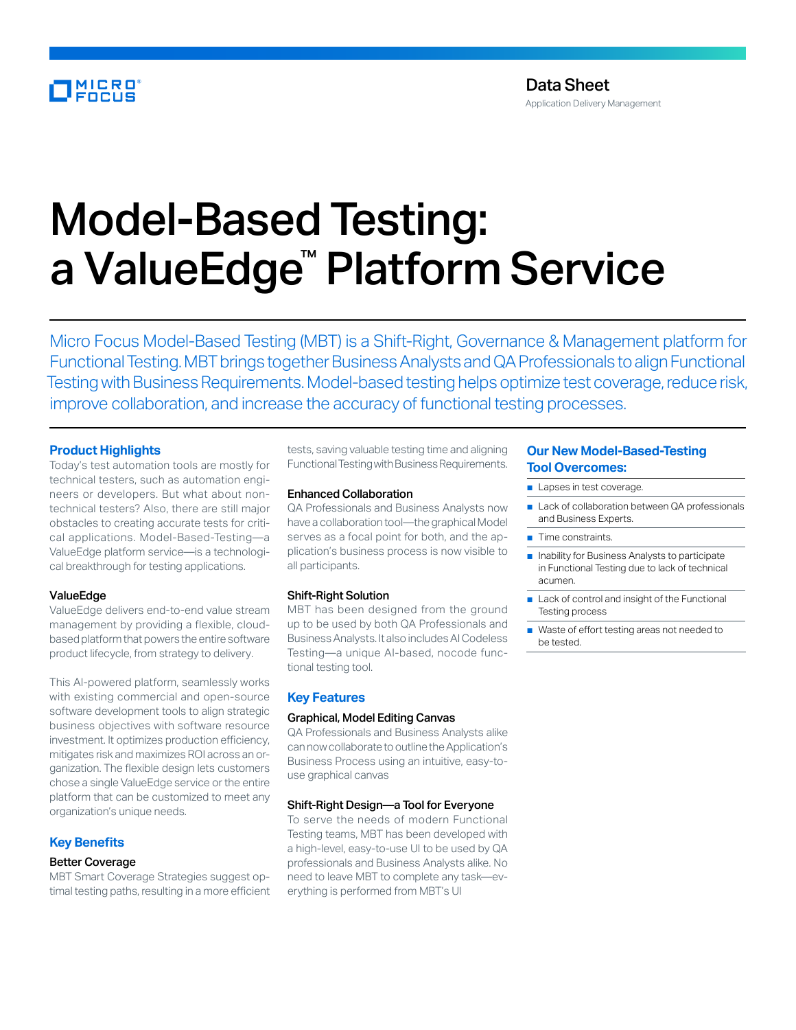Data Sheet

Application Delivery Management

# Model-Based Testing: a ValueEdge™ Platform Service

Micro Focus Model-Based Testing (MBT) is a Shift-Right, Governance & Management platform for Functional Testing. MBT brings together Business Analysts and QA Professionals to align Functional Testing with Business Requirements. Model-based testing helps optimize test coverage, reduce risk, improve collaboration, and increase the accuracy of functional testing processes.

## Product Highlights

Today's test automation tools are mostly for technical testers, such as automation engineers or developers. But what about non-technical testers? Also, there are still major obstacles to creating accurate tests for critical applications. Model-Based-Testing—a ValueEdge platform service—is a technological breakthrough for testing applications.

### ValueEdge

ValueEdge delivers end-to-end value stream management by providing a flexible, cloud-based platform that powers the entire software product lifecycle, from strategy to delivery.

This AI-powered platform, seamlessly works with existing commercial and open-source software development tools to align strategic business objectives with software resource investment. It optimizes production efficiency, mitigates risk and maximizes ROI across an organization. The flexible design lets customers chose a single ValueEdge service or the entire platform that can be customized to meet any organization's unique needs.

## Key Benefits

### Better Coverage

MBT Smart Coverage Strategies suggest optimal testing paths, resulting in a more efficient tests, saving valuable testing time and aligning Functional Testing with Business Requirements.

### Enhanced Collaboration

QA Professionals and Business Analysts now have a collaboration tool—the graphical Model serves as a focal point for both, and the application's business process is now visible to all participants.

### Shift-Right Solution

MBT has been designed from the ground up to be used by both QA Professionals and Business Analysts. It also includes AI Codeless Testing—a unique AI-based, nocode functional testing tool.

## Key Features

### Graphical, Model Editing Canvas

QA Professionals and Business Analysts alike can now collaborate to outline the Application's Business Process using an intuitive, easy-to-use graphical canvas

### Shift-Right Design—a Tool for Everyone

To serve the needs of modern Functional Testing teams, MBT has been developed with a high-level, easy-to-use UI to be used by QA professionals and Business Analysts alike. No need to leave MBT to complete any task—everything is performed from MBT's UI

## Our New Model-Based-Testing Tool Overcomes:

- Lapses in test coverage.
- Lack of collaboration between QA professionals and Business Experts.
- Time constraints.
- Inability for Business Analysts to participate in Functional Testing due to lack of technical acumen.
- Lack of control and insight of the Functional Testing process
- Waste of effort testing areas not needed to be tested.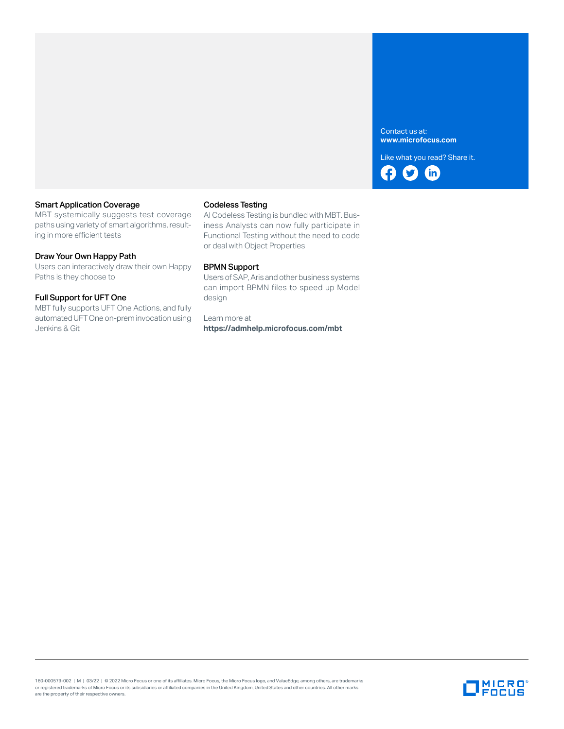### Smart Application Coverage

MBT systemically suggests test coverage paths using variety of smart algorithms, resulting in more efficient tests

### Draw Your Own Happy Path

Users can interactively draw their own Happy Paths is they choose to

### Full Support for UFT One

MBT fully supports UFT One Actions, and fully automated UFT One on-prem invocation using Jenkins & Git

### Codeless Testing

AI Codeless Testing is bundled with MBT. Business Analysts can now fully participate in Functional Testing without the need to code or deal with Object Properties

### BPMN Support

Users of SAP, Aris and other business systems can import BPMN files to speed up Model design

Learn more at
**https://admhelp.microfocus.com/mbt**

Contact us at:
**www.microfocus.com**

Like what you read? Share it.

160-000579-002 | M | 03/22 | © 2022 Micro Focus or one of its affiliates. Micro Focus, the Micro Focus logo, and ValueEdge, among others, are trademarks or registered trademarks of Micro Focus or its subsidiaries or affiliated companies in the United Kingdom, United States and other countries. All other marks are the property of their respective owners.